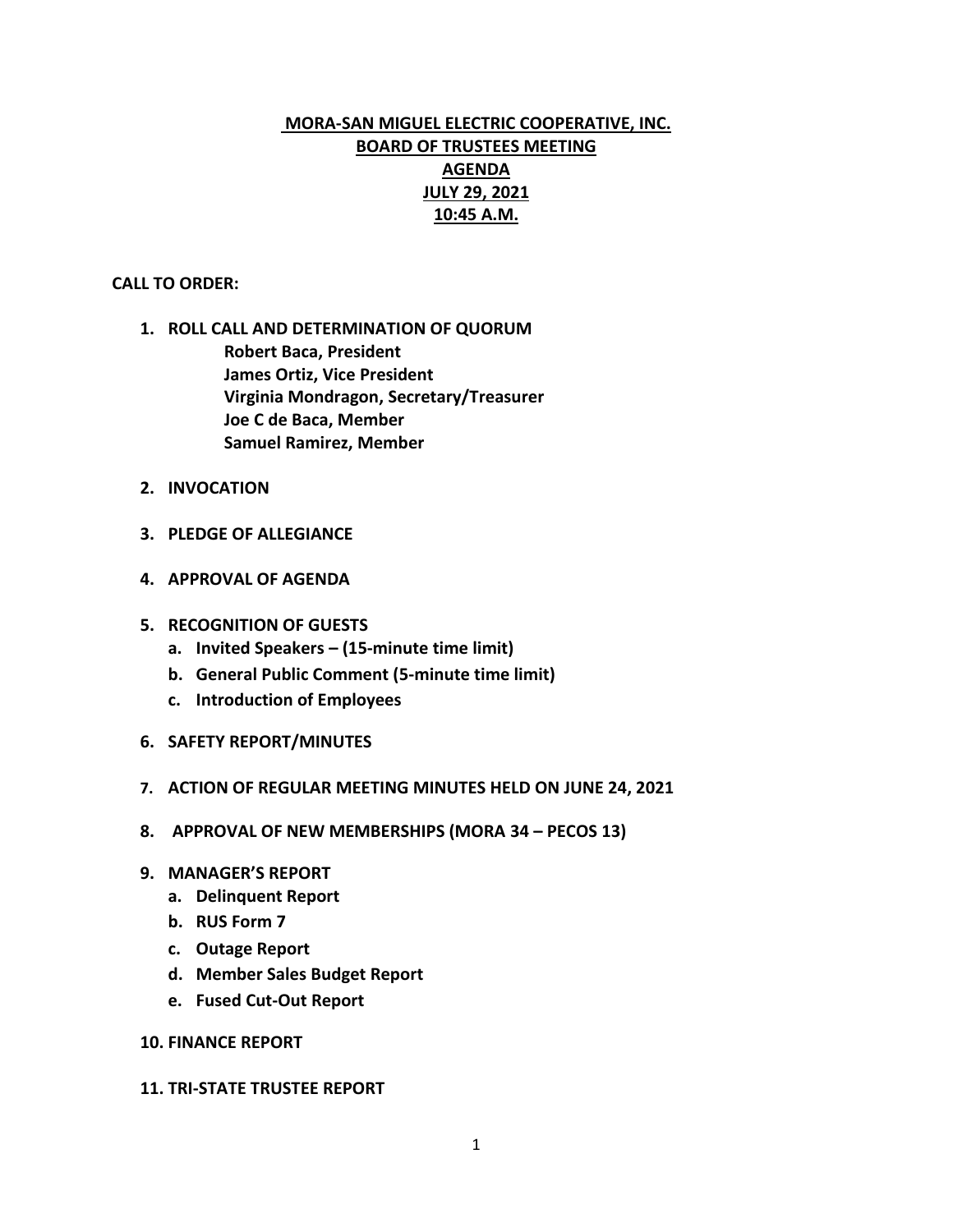# MORA-SAN MIGUEL ELECTRIC COOPERATIVE, INC.
## BOARD OF TRUSTEES MEETING
## AGENDA
## JULY 29, 2021
## 10:45 A.M.

**CALL TO ORDER:**

1. **ROLL CALL AND DETERMINATION OF QUORUM**
   **Robert Baca, President**
   **James Ortiz, Vice President**
   **Virginia Mondragon, Secretary/Treasurer**
   **Joe C de Baca, Member**
   **Samuel Ramirez, Member**

2. **INVOCATION**

3. **PLEDGE OF ALLEGIANCE**

4. **APPROVAL OF AGENDA**

5. **RECOGNITION OF GUESTS**
   a. **Invited Speakers – (15-minute time limit)**
   b. **General Public Comment (5-minute time limit)**
   c. **Introduction of Employees**

6. **SAFETY REPORT/MINUTES**

7. **ACTION OF REGULAR MEETING MINUTES HELD ON JUNE 24, 2021**

8. **APPROVAL OF NEW MEMBERSHIPS (MORA 34 – PECOS 13)**

9. **MANAGER'S REPORT**
   a. **Delinquent Report**
   b. **RUS Form 7**
   c. **Outage Report**
   d. **Member Sales Budget Report**
   e. **Fused Cut-Out Report**

10. **FINANCE REPORT**

11. **TRI-STATE TRUSTEE REPORT**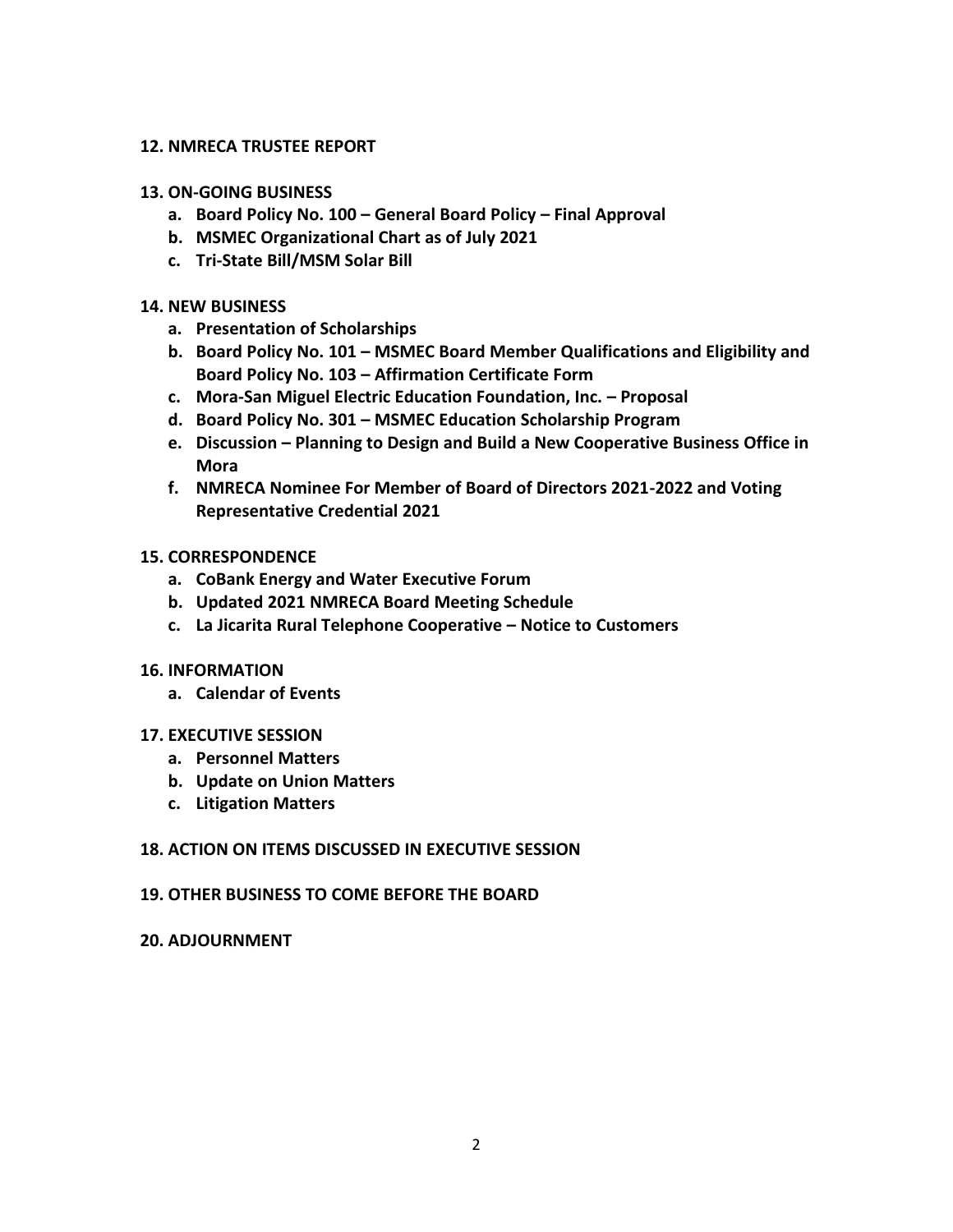**12. NMRECA TRUSTEE REPORT**

**13. ON-GOING BUSINESS**

- **a. Board Policy No. 100 – General Board Policy – Final Approval**
- **b. MSMEC Organizational Chart as of July 2021**
- **c. Tri-State Bill/MSM Solar Bill**

**14. NEW BUSINESS**

- **a. Presentation of Scholarships**
- **b. Board Policy No. 101 – MSMEC Board Member Qualifications and Eligibility and Board Policy No. 103 – Affirmation Certificate Form**
- **c. Mora-San Miguel Electric Education Foundation, Inc. – Proposal**
- **d. Board Policy No. 301 – MSMEC Education Scholarship Program**
- **e. Discussion – Planning to Design and Build a New Cooperative Business Office in Mora**
- **f. NMRECA Nominee For Member of Board of Directors 2021-2022 and Voting Representative Credential 2021**

**15. CORRESPONDENCE**

- **a. CoBank Energy and Water Executive Forum**
- **b. Updated 2021 NMRECA Board Meeting Schedule**
- **c. La Jicarita Rural Telephone Cooperative – Notice to Customers**

**16. INFORMATION**

- **a. Calendar of Events**

**17. EXECUTIVE SESSION**

- **a. Personnel Matters**
- **b. Update on Union Matters**
- **c. Litigation Matters**

**18. ACTION ON ITEMS DISCUSSED IN EXECUTIVE SESSION**

**19. OTHER BUSINESS TO COME BEFORE THE BOARD**

**20. ADJOURNMENT**